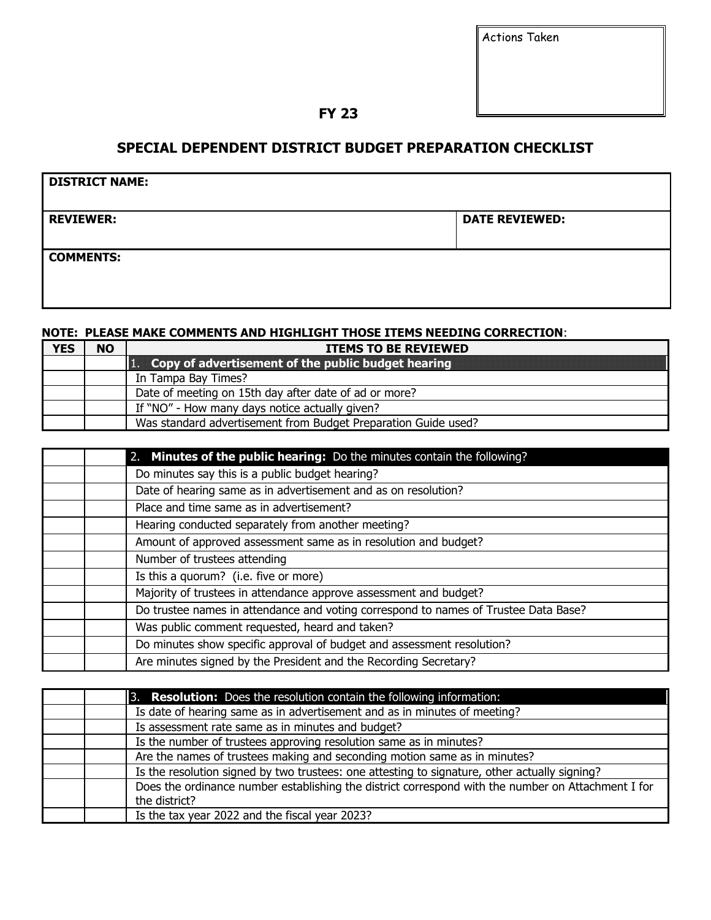Actions Taken

**FY 23**

## SPECIAL DEPENDENT DISTRICT BUDGET PREPARATION CHECKLIST

| DISTRICT NAME: | |
|---|---|
| **REVIEWER:** | **DATE REVIEWED:** |
| **COMMENTS:** | |

**NOTE: PLEASE MAKE COMMENTS AND HIGHLIGHT THOSE ITEMS NEEDING CORRECTION**:

| YES | NO | ITEMS TO BE REVIEWED |
|---|---|---|
| | | 1. **Copy of advertisement of the public budget hearing** |
| | | In Tampa Bay Times? |
| | | Date of meeting on 15th day after date of ad or more? |
| | | If "NO" - How many days notice actually given? |
| | | Was standard advertisement from Budget Preparation Guide used? |

| | | |
|---|---|---|
| | | 2. **Minutes of the public hearing:** Do the minutes contain the following? |
| | | Do minutes say this is a public budget hearing? |
| | | Date of hearing same as in advertisement and as on resolution? |
| | | Place and time same as in advertisement? |
| | | Hearing conducted separately from another meeting? |
| | | Amount of approved assessment same as in resolution and budget? |
| | | Number of trustees attending |
| | | Is this a quorum? (i.e. five or more) |
| | | Majority of trustees in attendance approve assessment and budget? |
| | | Do trustee names in attendance and voting correspond to names of Trustee Data Base? |
| | | Was public comment requested, heard and taken? |
| | | Do minutes show specific approval of budget and assessment resolution? |
| | | Are minutes signed by the President and the Recording Secretary? |

| | | |
|---|---|---|
| | | 3. **Resolution:** Does the resolution contain the following information: |
| | | Is date of hearing same as in advertisement and as in minutes of meeting? |
| | | Is assessment rate same as in minutes and budget? |
| | | Is the number of trustees approving resolution same as in minutes? |
| | | Are the names of trustees making and seconding motion same as in minutes? |
| | | Is the resolution signed by two trustees: one attesting to signature, other actually signing? |
| | | Does the ordinance number establishing the district correspond with the number on Attachment I for the district? |
| | | Is the tax year 2022 and the fiscal year 2023? |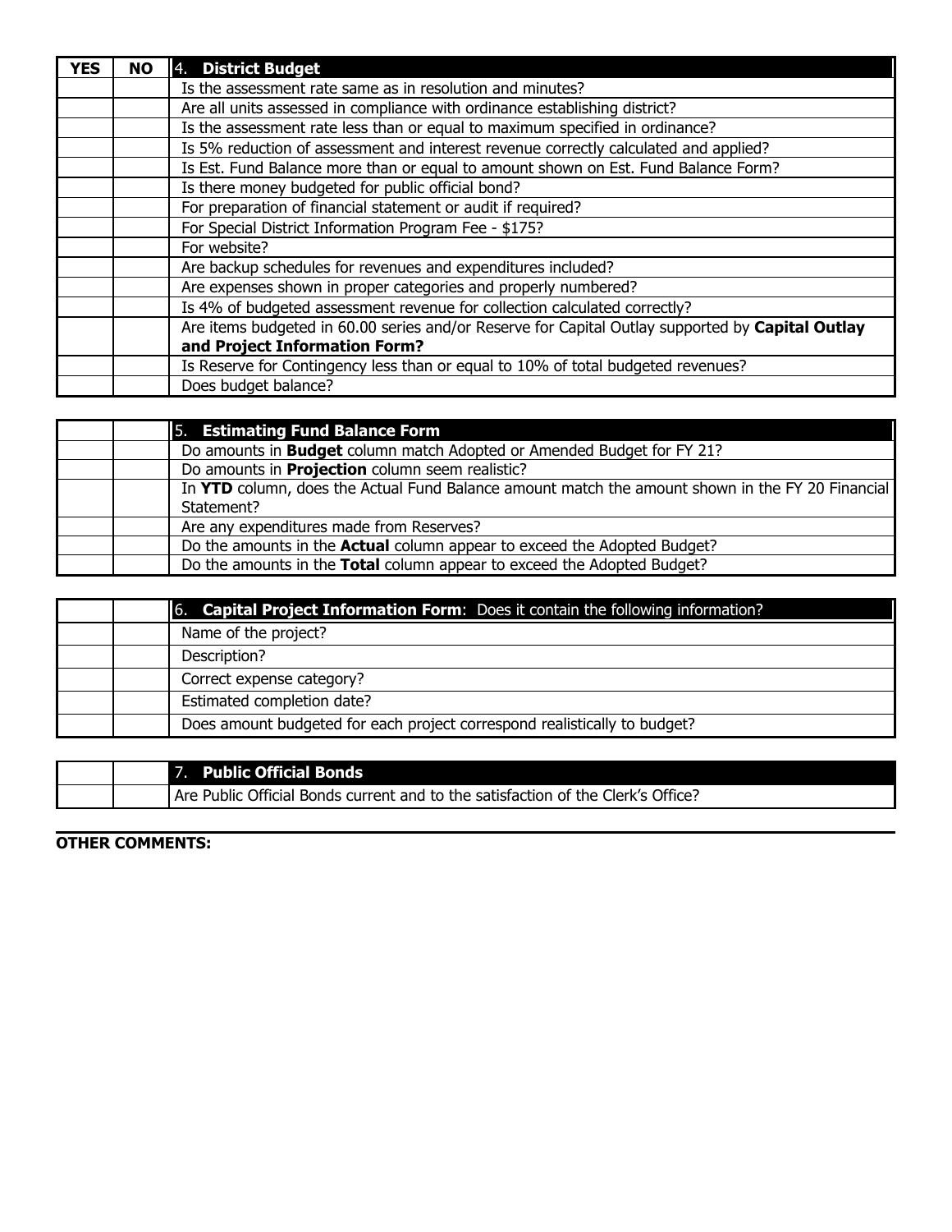| YES | NO | 4. **District Budget** |
| --- | --- | --- |
| | | Is the assessment rate same as in resolution and minutes? |
| | | Are all units assessed in compliance with ordinance establishing district? |
| | | Is the assessment rate less than or equal to maximum specified in ordinance? |
| | | Is 5% reduction of assessment and interest revenue correctly calculated and applied? |
| | | Is Est. Fund Balance more than or equal to amount shown on Est. Fund Balance Form? |
| | | Is there money budgeted for public official bond? |
| | | For preparation of financial statement or audit if required? |
| | | For Special District Information Program Fee - $175? |
| | | For website? |
| | | Are backup schedules for revenues and expenditures included? |
| | | Are expenses shown in proper categories and properly numbered? |
| | | Is 4% of budgeted assessment revenue for collection calculated correctly? |
| | | Are items budgeted in 60.00 series and/or Reserve for Capital Outlay supported by **Capital Outlay and Project Information Form?** |
| | | Is Reserve for Contingency less than or equal to 10% of total budgeted revenues? |
| | | Does budget balance? |

| | | 5. **Estimating Fund Balance Form** |
| --- | --- | --- |
| | | Do amounts in **Budget** column match Adopted or Amended Budget for FY 21? |
| | | Do amounts in **Projection** column seem realistic? |
| | | In **YTD** column, does the Actual Fund Balance amount match the amount shown in the FY 20 Financial Statement? |
| | | Are any expenditures made from Reserves? |
| | | Do the amounts in the **Actual** column appear to exceed the Adopted Budget? |
| | | Do the amounts in the **Total** column appear to exceed the Adopted Budget? |

| | | 6. **Capital Project Information Form**: Does it contain the following information? |
| --- | --- | --- |
| | | Name of the project? |
| | | Description? |
| | | Correct expense category? |
| | | Estimated completion date? |
| | | Does amount budgeted for each project correspond realistically to budget? |

| | | 7. **Public Official Bonds** |
| --- | --- | --- |
| | | Are Public Official Bonds current and to the satisfaction of the Clerk's Office? |

**OTHER COMMENTS:**